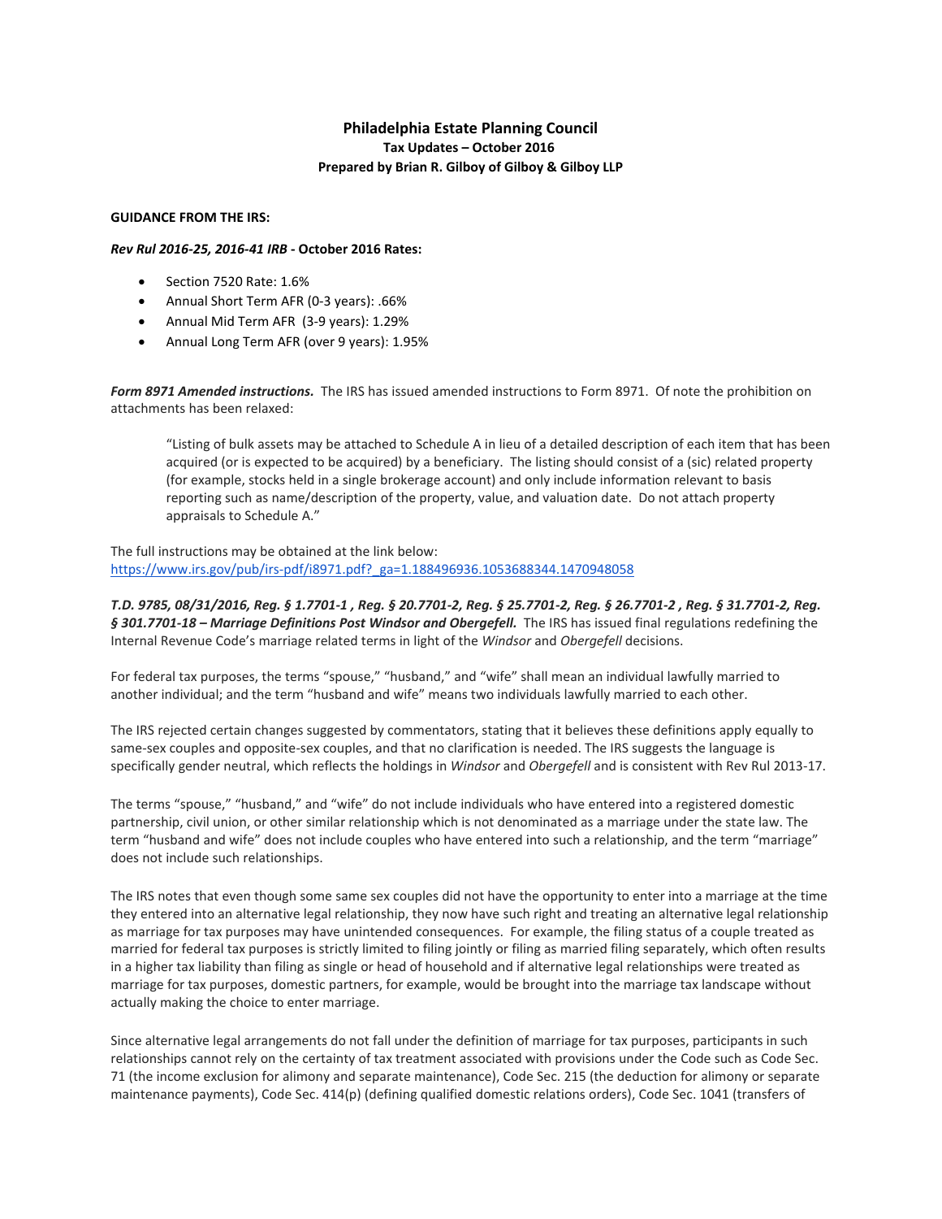# Philadelphia Estate Planning Council

**Tax Updates – October 2016**

**Prepared by Brian R. Gilboy of Gilboy & Gilboy LLP**

**GUIDANCE FROM THE IRS:**

***Rev Rul 2016-25, 2016-41 IRB* - October 2016 Rates:**

- Section 7520 Rate: 1.6%
- Annual Short Term AFR (0-3 years): .66%
- Annual Mid Term AFR (3-9 years): 1.29%
- Annual Long Term AFR (over 9 years): 1.95%

***Form 8971 Amended instructions.*** The IRS has issued amended instructions to Form 8971. Of note the prohibition on attachments has been relaxed:

> "Listing of bulk assets may be attached to Schedule A in lieu of a detailed description of each item that has been acquired (or is expected to be acquired) by a beneficiary. The listing should consist of a (sic) related property (for example, stocks held in a single brokerage account) and only include information relevant to basis reporting such as name/description of the property, value, and valuation date. Do not attach property appraisals to Schedule A."

The full instructions may be obtained at the link below:
https://www.irs.gov/pub/irs-pdf/i8971.pdf?_ga=1.188496936.1053688344.1470948058

***T.D. 9785, 08/31/2016, Reg. § 1.7701-1 , Reg. § 20.7701-2, Reg. § 25.7701-2, Reg. § 26.7701-2 , Reg. § 31.7701-2, Reg. § 301.7701-18 – Marriage Definitions Post Windsor and Obergefell.*** The IRS has issued final regulations redefining the Internal Revenue Code's marriage related terms in light of the *Windsor* and *Obergefell* decisions.

For federal tax purposes, the terms "spouse," "husband," and "wife" shall mean an individual lawfully married to another individual; and the term "husband and wife" means two individuals lawfully married to each other.

The IRS rejected certain changes suggested by commentators, stating that it believes these definitions apply equally to same-sex couples and opposite-sex couples, and that no clarification is needed. The IRS suggests the language is specifically gender neutral, which reflects the holdings in *Windsor* and *Obergefell* and is consistent with Rev Rul 2013-17.

The terms "spouse," "husband," and "wife" do not include individuals who have entered into a registered domestic partnership, civil union, or other similar relationship which is not denominated as a marriage under the state law. The term "husband and wife" does not include couples who have entered into such a relationship, and the term "marriage" does not include such relationships.

The IRS notes that even though some same sex couples did not have the opportunity to enter into a marriage at the time they entered into an alternative legal relationship, they now have such right and treating an alternative legal relationship as marriage for tax purposes may have unintended consequences. For example, the filing status of a couple treated as married for federal tax purposes is strictly limited to filing jointly or filing as married filing separately, which often results in a higher tax liability than filing as single or head of household and if alternative legal relationships were treated as marriage for tax purposes, domestic partners, for example, would be brought into the marriage tax landscape without actually making the choice to enter marriage.

Since alternative legal arrangements do not fall under the definition of marriage for tax purposes, participants in such relationships cannot rely on the certainty of tax treatment associated with provisions under the Code such as Code Sec. 71 (the income exclusion for alimony and separate maintenance), Code Sec. 215 (the deduction for alimony or separate maintenance payments), Code Sec. 414(p) (defining qualified domestic relations orders), Code Sec. 1041 (transfers of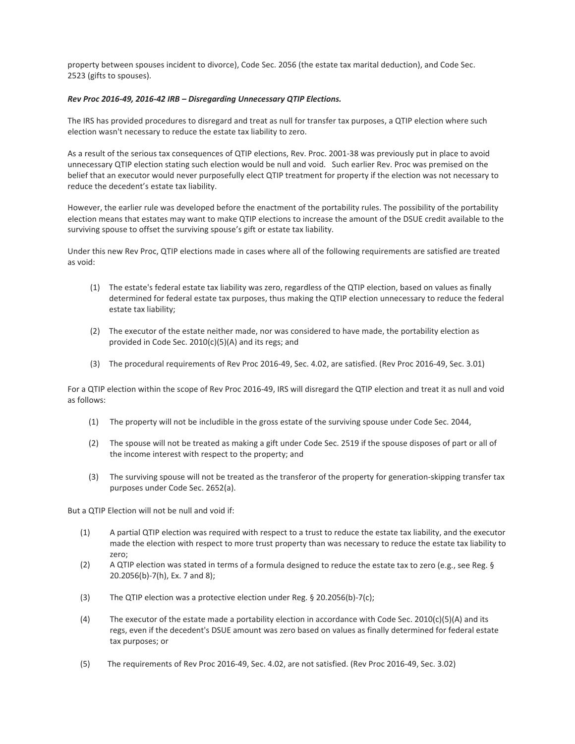property between spouses incident to divorce), Code Sec. 2056 (the estate tax marital deduction), and Code Sec. 2523 (gifts to spouses).

***Rev Proc 2016-49, 2016-42 IRB – Disregarding Unnecessary QTIP Elections.***

The IRS has provided procedures to disregard and treat as null for transfer tax purposes, a QTIP election where such election wasn't necessary to reduce the estate tax liability to zero.

As a result of the serious tax consequences of QTIP elections, Rev. Proc. 2001-38 was previously put in place to avoid unnecessary QTIP election stating such election would be null and void. Such earlier Rev. Proc was premised on the belief that an executor would never purposefully elect QTIP treatment for property if the election was not necessary to reduce the decedent's estate tax liability.

However, the earlier rule was developed before the enactment of the portability rules. The possibility of the portability election means that estates may want to make QTIP elections to increase the amount of the DSUE credit available to the surviving spouse to offset the surviving spouse's gift or estate tax liability.

Under this new Rev Proc, QTIP elections made in cases where all of the following requirements are satisfied are treated as void:

(1) The estate's federal estate tax liability was zero, regardless of the QTIP election, based on values as finally determined for federal estate tax purposes, thus making the QTIP election unnecessary to reduce the federal estate tax liability;

(2) The executor of the estate neither made, nor was considered to have made, the portability election as provided in Code Sec. 2010(c)(5)(A) and its regs; and

(3) The procedural requirements of Rev Proc 2016-49, Sec. 4.02, are satisfied. (Rev Proc 2016-49, Sec. 3.01)

For a QTIP election within the scope of Rev Proc 2016-49, IRS will disregard the QTIP election and treat it as null and void as follows:

(1) The property will not be includible in the gross estate of the surviving spouse under Code Sec. 2044,

(2) The spouse will not be treated as making a gift under Code Sec. 2519 if the spouse disposes of part or all of the income interest with respect to the property; and

(3) The surviving spouse will not be treated as the transferor of the property for generation-skipping transfer tax purposes under Code Sec. 2652(a).

But a QTIP Election will not be null and void if:

(1) A partial QTIP election was required with respect to a trust to reduce the estate tax liability, and the executor made the election with respect to more trust property than was necessary to reduce the estate tax liability to zero;

(2) A QTIP election was stated in terms of a formula designed to reduce the estate tax to zero (e.g., see Reg. § 20.2056(b)-7(h), Ex. 7 and 8);

(3) The QTIP election was a protective election under Reg. § 20.2056(b)-7(c);

(4) The executor of the estate made a portability election in accordance with Code Sec. 2010(c)(5)(A) and its regs, even if the decedent's DSUE amount was zero based on values as finally determined for federal estate tax purposes; or

(5) The requirements of Rev Proc 2016-49, Sec. 4.02, are not satisfied. (Rev Proc 2016-49, Sec. 3.02)